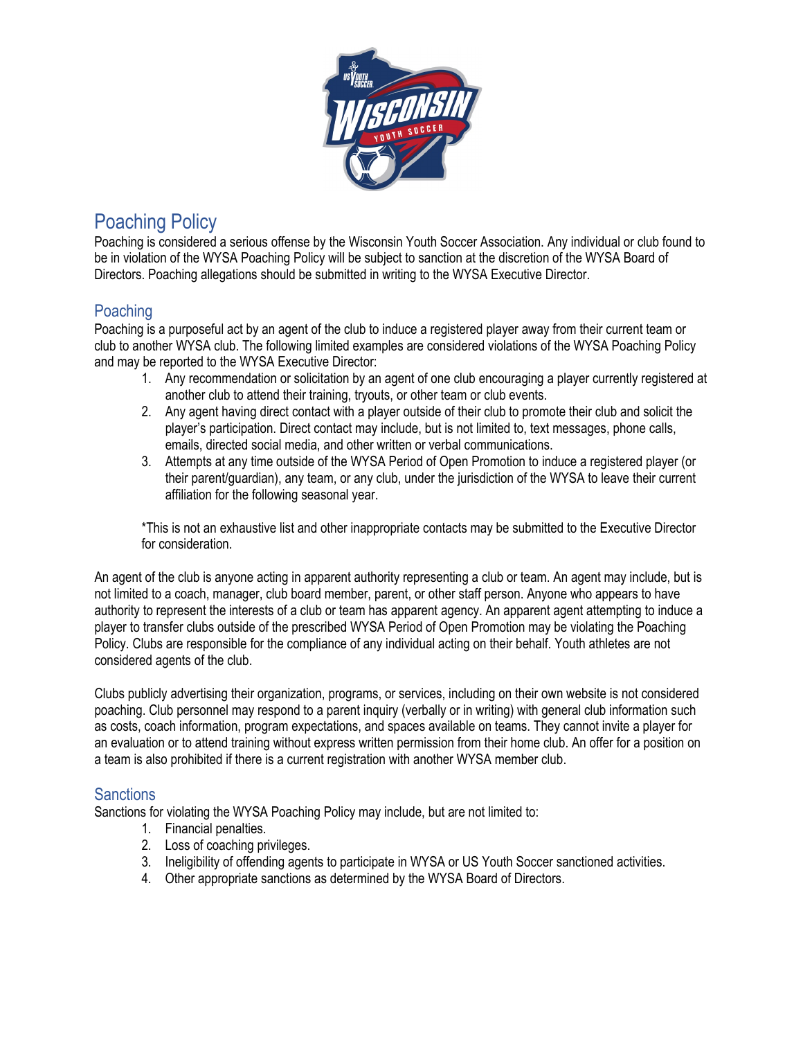# Poaching Policy

Poaching is considered a serious offense by the Wisconsin Youth Soccer Association. Any individual or club found to be in violation of the WYSA Poaching Policy will be subject to sanction at the discretion of the WYSA Board of Directors. Poaching allegations should be submitted in writing to the WYSA Executive Director.

## Poaching

Poaching is a purposeful act by an agent of the club to induce a registered player away from their current team or club to another WYSA club. The following limited examples are considered violations of the WYSA Poaching Policy and may be reported to the WYSA Executive Director:

1. Any recommendation or solicitation by an agent of one club encouraging a player currently registered at another club to attend their training, tryouts, or other team or club events.
2. Any agent having direct contact with a player outside of their club to promote their club and solicit the player's participation. Direct contact may include, but is not limited to, text messages, phone calls, emails, directed social media, and other written or verbal communications.
3. Attempts at any time outside of the WYSA Period of Open Promotion to induce a registered player (or their parent/guardian), any team, or any club, under the jurisdiction of the WYSA to leave their current affiliation for the following seasonal year.

*This is not an exhaustive list and other inappropriate contacts may be submitted to the Executive Director for consideration.

An agent of the club is anyone acting in apparent authority representing a club or team. An agent may include, but is not limited to a coach, manager, club board member, parent, or other staff person. Anyone who appears to have authority to represent the interests of a club or team has apparent agency. An apparent agent attempting to induce a player to transfer clubs outside of the prescribed WYSA Period of Open Promotion may be violating the Poaching Policy. Clubs are responsible for the compliance of any individual acting on their behalf. Youth athletes are not considered agents of the club.

Clubs publicly advertising their organization, programs, or services, including on their own website is not considered poaching. Club personnel may respond to a parent inquiry (verbally or in writing) with general club information such as costs, coach information, program expectations, and spaces available on teams. They cannot invite a player for an evaluation or to attend training without express written permission from their home club. An offer for a position on a team is also prohibited if there is a current registration with another WYSA member club.

## Sanctions

Sanctions for violating the WYSA Poaching Policy may include, but are not limited to:

1. Financial penalties.
2. Loss of coaching privileges.
3. Ineligibility of offending agents to participate in WYSA or US Youth Soccer sanctioned activities.
4. Other appropriate sanctions as determined by the WYSA Board of Directors.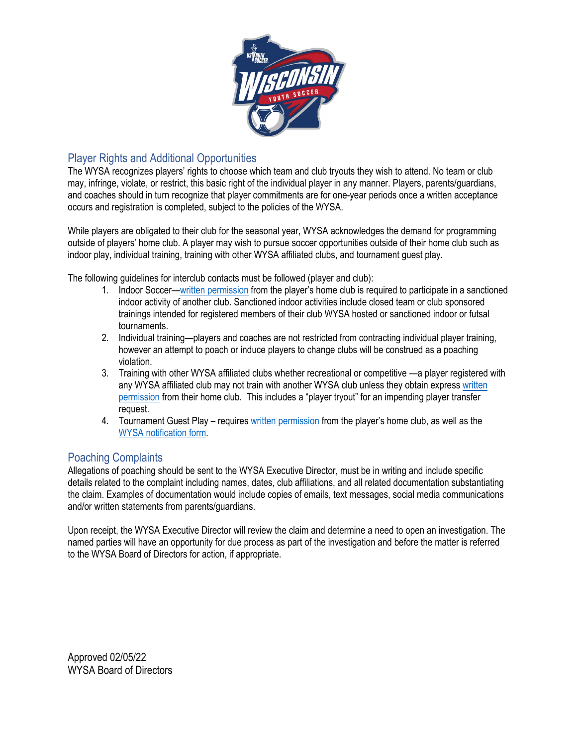## Player Rights and Additional Opportunities

The WYSA recognizes players' rights to choose which team and club tryouts they wish to attend. No team or club may, infringe, violate, or restrict, this basic right of the individual player in any manner. Players, parents/guardians, and coaches should in turn recognize that player commitments are for one-year periods once a written acceptance occurs and registration is completed, subject to the policies of the WYSA.

While players are obligated to their club for the seasonal year, WYSA acknowledges the demand for programming outside of players' home club. A player may wish to pursue soccer opportunities outside of their home club such as indoor play, individual training, training with other WYSA affiliated clubs, and tournament guest play.

The following guidelines for interclub contacts must be followed (player and club):

1. Indoor Soccer—written permission from the player's home club is required to participate in a sanctioned indoor activity of another club. Sanctioned indoor activities include closed team or club sponsored trainings intended for registered members of their club WYSA hosted or sanctioned indoor or futsal tournaments.
2. Individual training—players and coaches are not restricted from contracting individual player training, however an attempt to poach or induce players to change clubs will be construed as a poaching violation.
3. Training with other WYSA affiliated clubs whether recreational or competitive —a player registered with any WYSA affiliated club may not train with another WYSA club unless they obtain express written permission from their home club. This includes a "player tryout" for an impending player transfer request.
4. Tournament Guest Play – requires written permission from the player's home club, as well as the WYSA notification form.

## Poaching Complaints

Allegations of poaching should be sent to the WYSA Executive Director, must be in writing and include specific details related to the complaint including names, dates, club affiliations, and all related documentation substantiating the claim. Examples of documentation would include copies of emails, text messages, social media communications and/or written statements from parents/guardians.

Upon receipt, the WYSA Executive Director will review the claim and determine a need to open an investigation. The named parties will have an opportunity for due process as part of the investigation and before the matter is referred to the WYSA Board of Directors for action, if appropriate.

Approved 02/05/22
WYSA Board of Directors